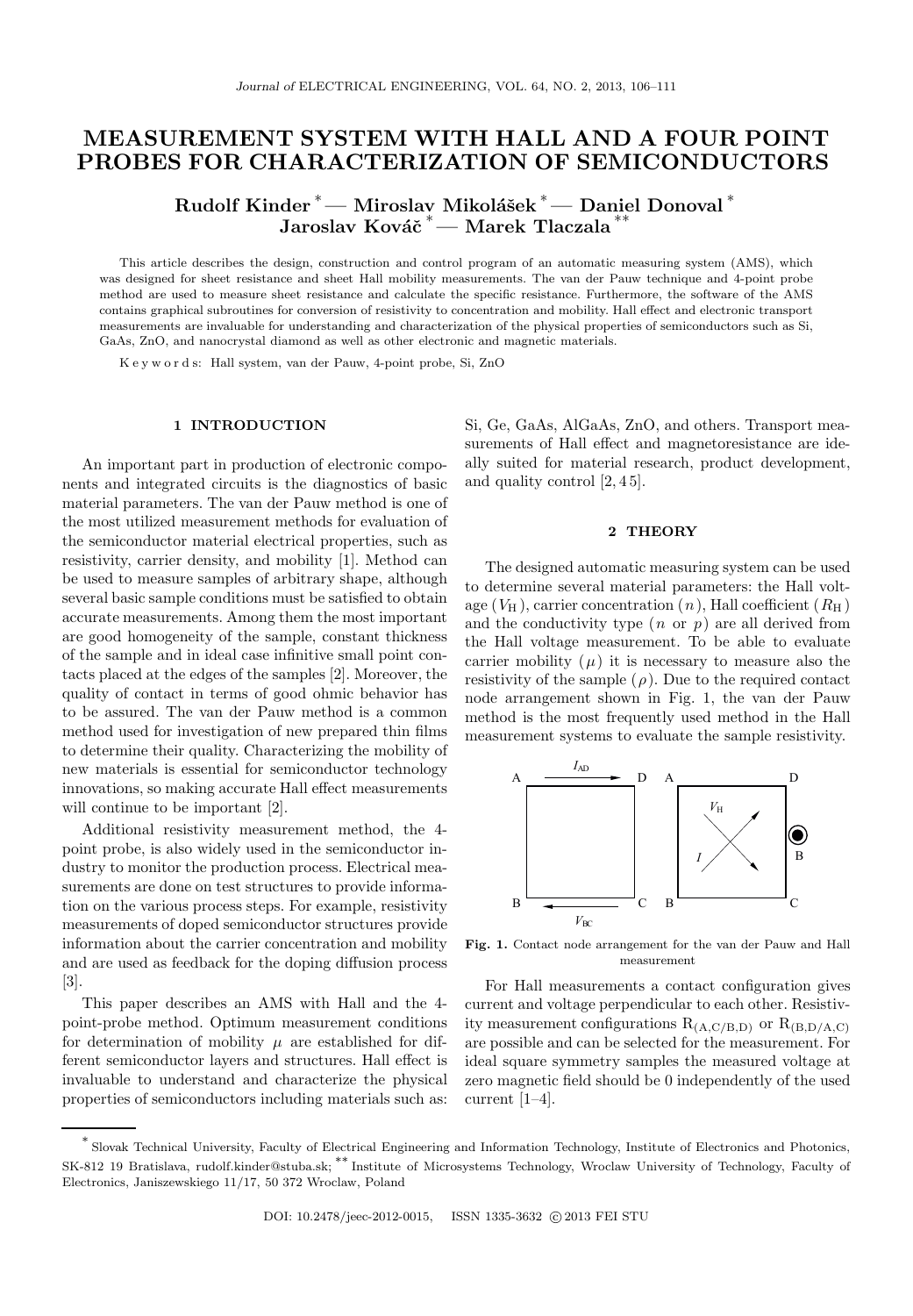# MEASUREMENT SYSTEM WITH HALL AND A FOUR POINT PROBES FOR CHARACTERIZATION OF SEMICONDUCTORS

**Rudolf Kinder** * — **Miroslav Mikolášek** * — **Daniel Donoval** * **Jaroslav Kováč** * — **Marek Tlaczala** **

This article describes the design, construction and control program of an automatic measuring system (AMS), which was designed for sheet resistance and sheet Hall mobility measurements. The van der Pauw technique and 4-point probe method are used to measure sheet resistance and calculate the specific resistance. Furthermore, the software of the AMS contains graphical subroutines for conversion of resistivity to concentration and mobility. Hall effect and electronic transport measurements are invaluable for understanding and characterization of the physical properties of semiconductors such as Si, GaAs, ZnO, and nanocrystal diamond as well as other electronic and magnetic materials.

K e y w o r d s: Hall system, van der Pauw, 4-point probe, Si, ZnO

## 1 INTRODUCTION

An important part in production of electronic components and integrated circuits is the diagnostics of basic material parameters. The van der Pauw method is one of the most utilized measurement methods for evaluation of the semiconductor material electrical properties, such as resistivity, carrier density, and mobility [1]. Method can be used to measure samples of arbitrary shape, although several basic sample conditions must be satisfied to obtain accurate measurements. Among them the most important are good homogeneity of the sample, constant thickness of the sample and in ideal case infinitive small point contacts placed at the edges of the samples [2]. Moreover, the quality of contact in terms of good ohmic behavior has to be assured. The van der Pauw method is a common method used for investigation of new prepared thin films to determine their quality. Characterizing the mobility of new materials is essential for semiconductor technology innovations, so making accurate Hall effect measurements will continue to be important [2].

Additional resistivity measurement method, the 4-point probe, is also widely used in the semiconductor industry to monitor the production process. Electrical measurements are done on test structures to provide information on the various process steps. For example, resistivity measurements of doped semiconductor structures provide information about the carrier concentration and mobility and are used as feedback for the doping diffusion process [3].

This paper describes an AMS with Hall and the 4-point-probe method. Optimum measurement conditions for determination of mobility $\mu$ are established for different semiconductor layers and structures. Hall effect is invaluable to understand and characterize the physical properties of semiconductors including materials such as: Si, Ge, GaAs, AlGaAs, ZnO, and others. Transport measurements of Hall effect and magnetoresistance are ideally suited for material research, product development, and quality control [2, 4 5].

## 2 THEORY

The designed automatic measuring system can be used to determine several material parameters: the Hall voltage ($V_H$), carrier concentration ($n$), Hall coefficient ($R_H$) and the conductivity type ($n$ or $p$) are all derived from the Hall voltage measurement. To be able to evaluate carrier mobility ($\mu$) it is necessary to measure also the resistivity of the sample ($\rho$). Due to the required contact node arrangement shown in Fig. 1, the van der Pauw method is the most frequently used method in the Hall measurement systems to evaluate the sample resistivity.

**Fig. 1.** Contact node arrangement for the van der Pauw and Hall measurement

For Hall measurements a contact configuration gives current and voltage perpendicular to each other. Resistivity measurement configurations $R_{(A,C/B,D)}$ or $R_{(B,D/A,C)}$ are possible and can be selected for the measurement. For ideal square symmetry samples the measured voltage at zero magnetic field should be 0 independently of the used current [1–4].

---

* Slovak Technical University, Faculty of Electrical Engineering and Information Technology, Institute of Electronics and Photonics, SK-812 19 Bratislava, rudolf.kinder@stuba.sk; ** Institute of Microsystems Technology, Wroclaw University of Technology, Faculty of Electronics, Janiszewskiego 11/17, 50 372 Wroclaw, Poland

DOI: 10.2478/jeec-2012-0015, ISSN 1335-3632 © 2013 FEI STU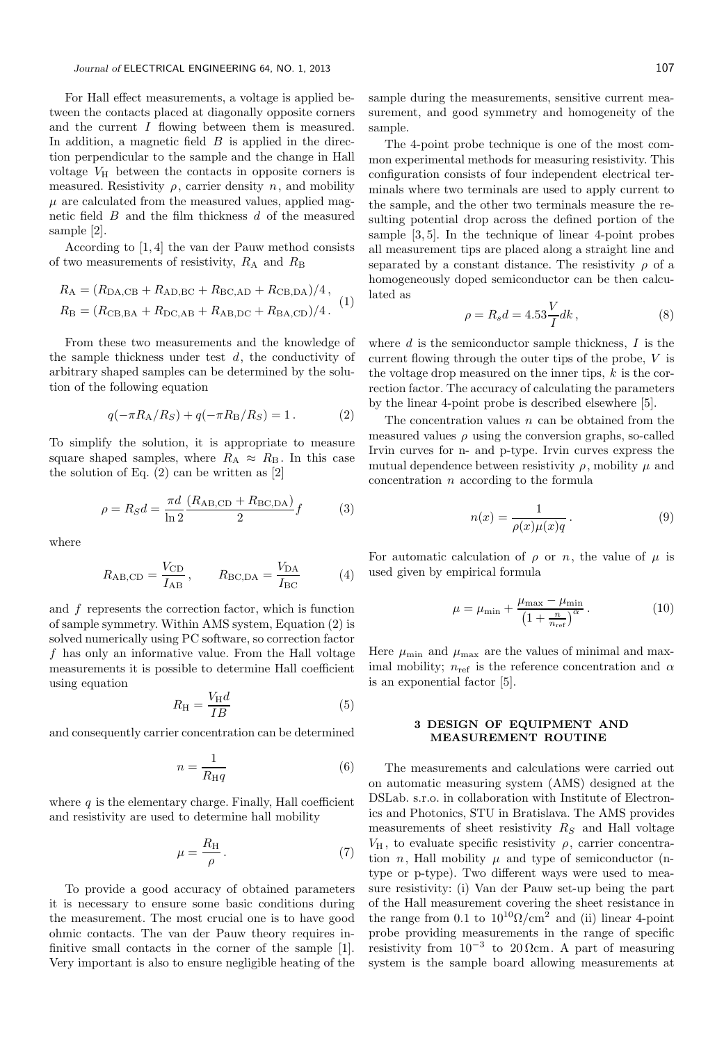For Hall effect measurements, a voltage is applied between the contacts placed at diagonally opposite corners and the current $I$ flowing between them is measured. In addition, a magnetic field $B$ is applied in the direction perpendicular to the sample and the change in Hall voltage $V_\mathrm{H}$ between the contacts in opposite corners is measured. Resistivity $\rho$, carrier density $n$, and mobility $\mu$ are calculated from the measured values, applied magnetic field $B$ and the film thickness $d$ of the measured sample [2].

According to [1, 4] the van der Pauw method consists of two measurements of resistivity, $R_\mathrm{A}$ and $R_\mathrm{B}$

$$\begin{aligned} R_\mathrm{A} &= (R_\mathrm{DA,CB} + R_\mathrm{AD,BC} + R_\mathrm{BC,AD} + R_\mathrm{CB,DA})/4\,, \\ R_\mathrm{B} &= (R_\mathrm{CB,BA} + R_\mathrm{DC,AB} + R_\mathrm{AB,DC} + R_\mathrm{BA,CD})/4\,. \end{aligned} \tag{1}$$

From these two measurements and the knowledge of the sample thickness under test $d$, the conductivity of arbitrary shaped samples can be determined by the solution of the following equation

$$q(-\pi R_\mathrm{A}/R_S) + q(-\pi R_\mathrm{B}/R_S) = 1\,. \tag{2}$$

To simplify the solution, it is appropriate to measure square shaped samples, where $R_\mathrm{A} \approx R_\mathrm{B}$. In this case the solution of Eq. (2) can be written as [2]

$$\rho = R_S d = \frac{\pi d}{\ln 2}\frac{(R_\mathrm{AB,CD} + R_\mathrm{BC,DA})}{2} f \tag{3}$$

where

$$R_\mathrm{AB,CD} = \frac{V_\mathrm{CD}}{I_\mathrm{AB}}\,, \qquad R_\mathrm{BC,DA} = \frac{V_\mathrm{DA}}{I_\mathrm{BC}} \tag{4}$$

and $f$ represents the correction factor, which is function of sample symmetry. Within AMS system, Equation (2) is solved numerically using PC software, so correction factor $f$ has only an informative value. From the Hall voltage measurements it is possible to determine Hall coefficient using equation

$$R_\mathrm{H} = \frac{V_\mathrm{H} d}{IB} \tag{5}$$

and consequently carrier concentration can be determined

$$n = \frac{1}{R_\mathrm{H} q} \tag{6}$$

where $q$ is the elementary charge. Finally, Hall coefficient and resistivity are used to determine hall mobility

$$\mu = \frac{R_\mathrm{H}}{\rho}\,. \tag{7}$$

To provide a good accuracy of obtained parameters it is necessary to ensure some basic conditions during the measurement. The most crucial one is to have good ohmic contacts. The van der Pauw theory requires infinitive small contacts in the corner of the sample [1]. Very important is also to ensure negligible heating of the sample during the measurements, sensitive current measurement, and good symmetry and homogeneity of the sample.

The 4-point probe technique is one of the most common experimental methods for measuring resistivity. This configuration consists of four independent electrical terminals where two terminals are used to apply current to the sample, and the other two terminals measure the resulting potential drop across the defined portion of the sample [3, 5]. In the technique of linear 4-point probes all measurement tips are placed along a straight line and separated by a constant distance. The resistivity $\rho$ of a homogeneously doped semiconductor can be then calculated as

$$\rho = R_s d = 4.53\frac{V}{I} dk\,, \tag{8}$$

where $d$ is the semiconductor sample thickness, $I$ is the current flowing through the outer tips of the probe, $V$ is the voltage drop measured on the inner tips, $k$ is the correction factor. The accuracy of calculating the parameters by the linear 4-point probe is described elsewhere [5].

The concentration values $n$ can be obtained from the measured values $\rho$ using the conversion graphs, so-called Irvin curves for n- and p-type. Irvin curves express the mutual dependence between resistivity $\rho$, mobility $\mu$ and concentration $n$ according to the formula

$$n(x) = \frac{1}{\rho(x)\mu(x)q}\,. \tag{9}$$

For automatic calculation of $\rho$ or $n$, the value of $\mu$ is used given by empirical formula

$$\mu = \mu_\mathrm{min} + \frac{\mu_\mathrm{max} - \mu_\mathrm{min}}{\left(1 + \frac{n}{n_\mathrm{ref}}\right)^{\alpha}}\,. \tag{10}$$

Here $\mu_\mathrm{min}$ and $\mu_\mathrm{max}$ are the values of minimal and maximal mobility; $n_\mathrm{ref}$ is the reference concentration and $\alpha$ is an exponential factor [5].

## 3 DESIGN OF EQUIPMENT AND MEASUREMENT ROUTINE

The measurements and calculations were carried out on automatic measuring system (AMS) designed at the DSLab. s.r.o. in collaboration with Institute of Electronics and Photonics, STU in Bratislava. The AMS provides measurements of sheet resistivity $R_S$ and Hall voltage $V_\mathrm{H}$, to evaluate specific resistivity $\rho$, carrier concentration $n$, Hall mobility $\mu$ and type of semiconductor (n-type or p-type). Two different ways were used to measure resistivity: (i) Van der Pauw set-up being the part of the Hall measurement covering the sheet resistance in the range from 0.1 to $10^{10}\Omega/\mathrm{cm}^2$ and (ii) linear 4-point probe providing measurements in the range of specific resistivity from $10^{-3}$ to $20\,\Omega\mathrm{cm}$. A part of measuring system is the sample board allowing measurements at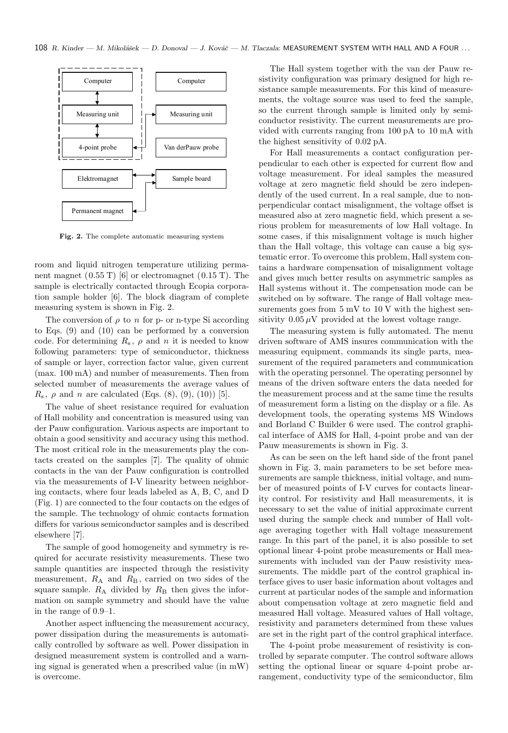Fig. 2. The complete automatic measuring system

room and liquid nitrogen temperature utilizing permanent magnet (0.55 T) [6] or electromagnet (0.15 T). The sample is electrically contacted through Ecopia corporation sample holder [6]. The block diagram of complete measuring system is shown in Fig. 2.

The conversion of $\rho$ to $n$ for p- or n-type Si according to Eqs. (9) and (10) can be performed by a conversion code. For determining $R_s$, $\rho$ and $n$ it is needed to know following parameters: type of semiconductor, thickness of sample or layer, correction factor value, given current (max. 100 mA) and number of measurements. Then from selected number of measurements the average values of $R_s$, $\rho$ and $n$ are calculated (Eqs. (8), (9), (10)) [5].

The value of sheet resistance required for evaluation of Hall mobility and concentration is measured using van der Pauw configuration. Various aspects are important to obtain a good sensitivity and accuracy using this method. The most critical role in the measurements play the contacts created on the samples [7]. The quality of ohmic contacts in the van der Pauw configuration is controlled via the measurements of I-V linearity between neighboring contacts, where four leads labeled as A, B, C, and D (Fig. 1) are connected to the four contacts on the edges of the sample. The technology of ohmic contacts formation differs for various semiconductor samples and is described elsewhere [7].

The sample of good homogeneity and symmetry is required for accurate resistivity measurements. These two sample quantities are inspected through the resistivity measurement, $R_A$ and $R_B$, carried on two sides of the square sample. $R_A$ divided by $R_B$ then gives the information on sample symmetry and should have the value in the range of 0.9–1.

Another aspect influencing the measurement accuracy, power dissipation during the measurements is automatically controlled by software as well. Power dissipation in designed measurement system is controlled and a warning signal is generated when a prescribed value (in mW) is overcome.

The Hall system together with the van der Pauw resistivity configuration was primary designed for high resistance sample measurements. For this kind of measurements, the voltage source was used to feed the sample, so the current through sample is limited only by semiconductor resistivity. The current measurements are provided with currents ranging from 100 pA to 10 mA with the highest sensitivity of 0.02 pA.

For Hall measurements a contact configuration perpendicular to each other is expected for current flow and voltage measurement. For ideal samples the measured voltage at zero magnetic field should be zero independently of the used current. In a real sample, due to nonperpendicular contact misalignment, the voltage offset is measured also at zero magnetic field, which present a serious problem for measurements of low Hall voltage. In some cases, if this misalignment voltage is much higher than the Hall voltage, this voltage can cause a big systematic error. To overcome this problem, Hall system contains a hardware compensation of misalignment voltage and gives much better results on asymmetric samples as Hall systems without it. The compensation mode can be switched on by software. The range of Hall voltage measurements goes from 5 mV to 10 V with the highest sensitivity $0.05\,\mu$V provided at the lowest voltage range.

The measuring system is fully automated. The menu driven software of AMS insures communication with the measuring equipment, commands its single parts, measurement of the required parameters and communication with the operating personnel. The operating personnel by means of the driven software enters the data needed for the measurement process and at the same time the results of measurement form a listing on the display or a file. As development tools, the operating systems MS Windows and Borland C Builder 6 were used. The control graphical interface of AMS for Hall, 4-point probe and van der Pauw measurements is shown in Fig. 3.

As can be seen on the left hand side of the front panel shown in Fig. 3, main parameters to be set before measurements are sample thickness, initial voltage, and number of measured points of I-V curves for contacts linearity control. For resistivity and Hall measurements, it is necessary to set the value of initial approximate current used during the sample check and number of Hall voltage averaging together with Hall voltage measurement range. In this part of the panel, it is also possible to set optional linear 4-point probe measurements or Hall measurements with included van der Pauw resistivity measurements. The middle part of the control graphical interface gives to user basic information about voltages and current at particular nodes of the sample and information about compensation voltage at zero magnetic field and measured Hall voltage. Measured values of Hall voltage, resistivity and parameters determined from these values are set in the right part of the control graphical interface.

The 4-point probe measurement of resistivity is controlled by separate computer. The control software allows setting the optional linear or square 4-point probe arrangement, conductivity type of the semiconductor, film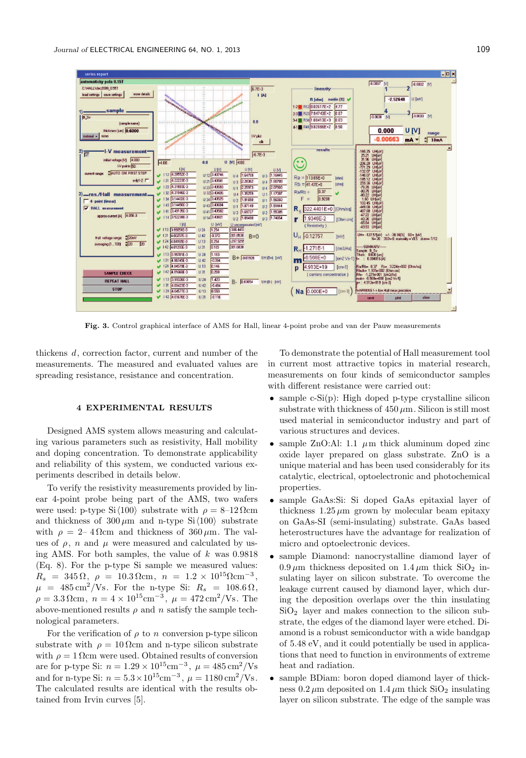Fig. 3. Control graphical interface of AMS for Hall, linear 4-point probe and van der Pauw measurements

thickens $d$, correction factor, current and number of the measurements. The measured and evaluated values are spreading resistance, resistance and concentration.

## 4 EXPERIMENTAL RESULTS

Designed AMS system allows measuring and calculating various parameters such as resistivity, Hall mobility and doping concentration. To demonstrate applicability and reliability of this system, we conducted various experiments described in details below.

To verify the resistivity measurements provided by linear 4-point probe being part of the AMS, two wafers were used: p-type Si$\langle 100\rangle$ substrate with $\rho = 8$–$12\,\Omega$cm and thickness of $300\,\mu$m and n-type Si$\langle 100\rangle$ substrate with $\rho = 2$– $4\,\Omega$cm and thickness of $360\,\mu$m. The values of $\rho$, $n$ and $\mu$ were measured and calculated by using AMS. For both samples, the value of $k$ was 0.9818 (Eq. 8). For the p-type Si sample we measured values: $R_s = 345\,\Omega$, $\rho = 10.3\,\Omega$cm, $n = 1.2 \times 10^{15}\Omega\text{cm}^{-3}$, $\mu = 485\,\text{cm}^2/\text{Vs}$. For the n-type Si: $R_s = 108.6\,\Omega$, $\rho = 3.3\,\Omega$cm, $n = 4 \times 10^{15}\text{cm}^{-3}$, $\mu = 472\,\text{cm}^2/\text{Vs}$. The above-mentioned results $\rho$ and $n$ satisfy the sample technological parameters.

For the verification of $\rho$ to $n$ conversion p-type silicon substrate with $\rho = 10\,\Omega$cm and n-type silicon substrate with $\rho = 1\,\Omega$cm were used. Obtained results of conversion are for p-type Si: $n = 1.29 \times 10^{15}\text{cm}^{-3}$, $\mu = 485\,\text{cm}^2/\text{Vs}$ and for n-type Si: $n = 5.3 \times 10^{15}\text{cm}^{-3}$, $\mu = 1180\,\text{cm}^2/\text{Vs}$. The calculated results are identical with the results obtained from Irvin curves [5].

To demonstrate the potential of Hall measurement tool in current most attractive topics in material research, measurements on four kinds of semiconductor samples with different resistance were carried out:

- sample c-Si(p): High doped p-type crystalline silicon substrate with thickness of $450\,\mu$m. Silicon is still most used material in semiconductor industry and part of various structures and devices.
- sample ZnO:Al: 1.1 $\mu$m thick aluminum doped zinc oxide layer prepared on glass substrate. ZnO is a unique material and has been used considerably for its catalytic, electrical, optoelectronic and photochemical properties.
- sample GaAs:Si: Si doped GaAs epitaxial layer of thickness $1.25\,\mu$m grown by molecular beam epitaxy on GaAs-SI (semi-insulating) substrate. GaAs based heterostructures have the advantage for realization of micro and optoelectronic devices.
- sample Diamond: nanocrystalline diamond layer of $0.9\,\mu$m thickness deposited on $1.4\,\mu$m thick $SiO_2$ insulating layer on silicon substrate. To overcome the leakage current caused by diamond layer, which during the deposition overlaps over the thin insulating $SiO_2$ layer and makes connection to the silicon substrate, the edges of the diamond layer were etched. Diamond is a robust semiconductor with a wide bandgap of 5.48 eV, and it could potentially be used in applications that need to function in environments of extreme heat and radiation.
- sample BDiam: boron doped diamond layer of thickness $0.2\,\mu$m deposited on $1.4\,\mu$m thick $SiO_2$ insulating layer on silicon substrate. The edge of the sample was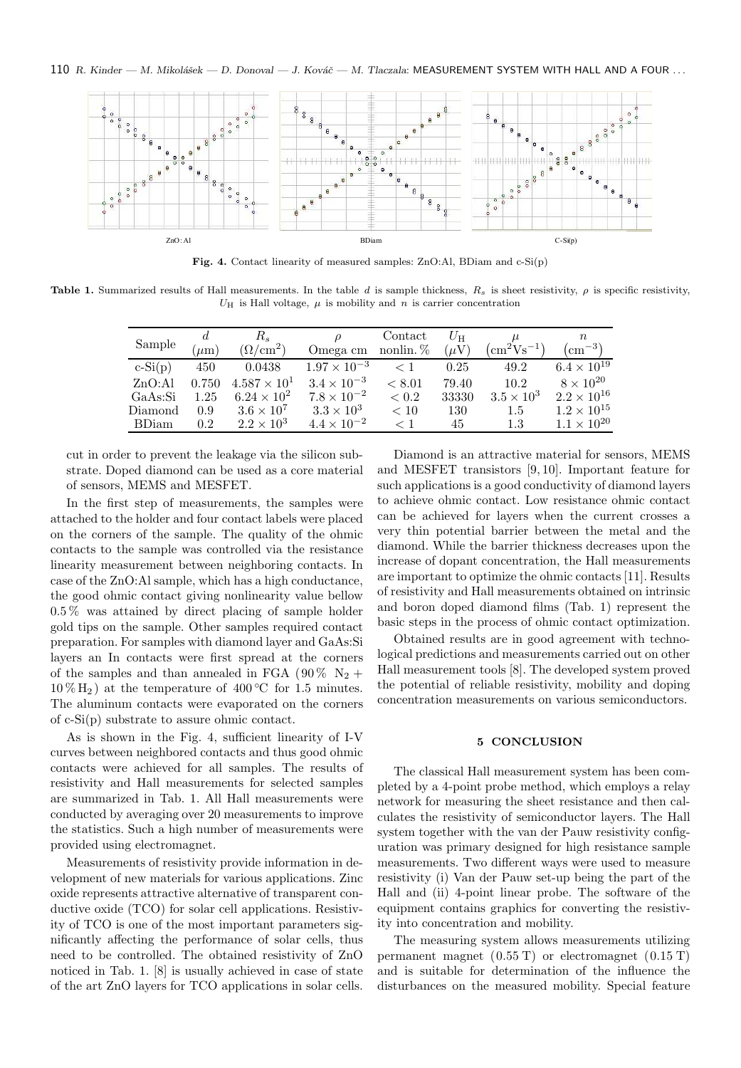ZnO:Al BDiam C-Si(p)

**Fig. 4.** Contact linearity of measured samples: ZnO:Al, BDiam and c-Si(p)

**Table 1.** Summarized results of Hall measurements. In the table $d$ is sample thickness, $R_s$ is sheet resistivity, $\rho$ is specific resistivity, $U_H$ is Hall voltage, $\mu$ is mobility and $n$ is carrier concentration

| Sample | $d$ ($\mu$m) | $R_s$ ($\Omega$/cm$^2$) | $\rho$ Omega cm | Contact nonlin. % | $U_H$ ($\mu$V) | $\mu$ (cm$^2$Vs$^{-1}$) | $n$ (cm$^{-3}$) |
|---|---|---|---|---|---|---|---|
| c-Si(p) | 450 | 0.0438 | $1.97 \times 10^{-3}$ | $< 1$ | 0.25 | 49.2 | $6.4 \times 10^{19}$ |
| ZnO:Al | 0.750 | $4.587 \times 10^{1}$ | $3.4 \times 10^{-3}$ | $< 8.01$ | 79.40 | 10.2 | $8 \times 10^{20}$ |
| GaAs:Si | 1.25 | $6.24 \times 10^{2}$ | $7.8 \times 10^{-2}$ | $< 0.2$ | 33330 | $3.5 \times 10^{3}$ | $2.2 \times 10^{16}$ |
| Diamond | 0.9 | $3.6 \times 10^{7}$ | $3.3 \times 10^{3}$ | $< 10$ | 130 | 1.5 | $1.2 \times 10^{15}$ |
| BDiam | 0.2 | $2.2 \times 10^{3}$ | $4.4 \times 10^{-2}$ | $< 1$ | 45 | 1.3 | $1.1 \times 10^{20}$ |

cut in order to prevent the leakage via the silicon substrate. Doped diamond can be used as a core material of sensors, MEMS and MESFET.

In the first step of measurements, the samples were attached to the holder and four contact labels were placed on the corners of the sample. The quality of the ohmic contacts to the sample was controlled via the resistance linearity measurement between neighboring contacts. In case of the ZnO:Al sample, which has a high conductance, the good ohmic contact giving nonlinearity value bellow 0.5 % was attained by direct placing of sample holder gold tips on the sample. Other samples required contact preparation. For samples with diamond layer and GaAs:Si layers an In contacts were first spread at the corners of the samples and than annealed in FGA (90 % $N_2$ + 10 % $H_2$) at the temperature of 400 °C for 1.5 minutes. The aluminum contacts were evaporated on the corners of c-Si(p) substrate to assure ohmic contact.

As is shown in the Fig. 4, sufficient linearity of I-V curves between neighbored contacts and thus good ohmic contacts were achieved for all samples. The results of resistivity and Hall measurements for selected samples are summarized in Tab. 1. All Hall measurements were conducted by averaging over 20 measurements to improve the statistics. Such a high number of measurements were provided using electromagnet.

Measurements of resistivity provide information in development of new materials for various applications. Zinc oxide represents attractive alternative of transparent conductive oxide (TCO) for solar cell applications. Resistivity of TCO is one of the most important parameters significantly affecting the performance of solar cells, thus need to be controlled. The obtained resistivity of ZnO noticed in Tab. 1. [8] is usually achieved in case of state of the art ZnO layers for TCO applications in solar cells.

Diamond is an attractive material for sensors, MEMS and MESFET transistors [9, 10]. Important feature for such applications is a good conductivity of diamond layers to achieve ohmic contact. Low resistance ohmic contact can be achieved for layers when the current crosses a very thin potential barrier between the metal and the diamond. While the barrier thickness decreases upon the increase of dopant concentration, the Hall measurements are important to optimize the ohmic contacts [11]. Results of resistivity and Hall measurements obtained on intrinsic and boron doped diamond films (Tab. 1) represent the basic steps in the process of ohmic contact optimization.

Obtained results are in good agreement with technological predictions and measurements carried out on other Hall measurement tools [8]. The developed system proved the potential of reliable resistivity, mobility and doping concentration measurements on various semiconductors.

## 5 CONCLUSION

The classical Hall measurement system has been completed by a 4-point probe method, which employs a relay network for measuring the sheet resistance and then calculates the resistivity of semiconductor layers. The Hall system together with the van der Pauw resistivity configuration was primary designed for high resistance sample measurements. Two different ways were used to measure resistivity (i) Van der Pauw set-up being the part of the Hall and (ii) 4-point linear probe. The software of the equipment contains graphics for converting the resistivity into concentration and mobility.

The measuring system allows measurements utilizing permanent magnet (0.55 T) or electromagnet (0.15 T) and is suitable for determination of the influence the disturbances on the measured mobility. Special feature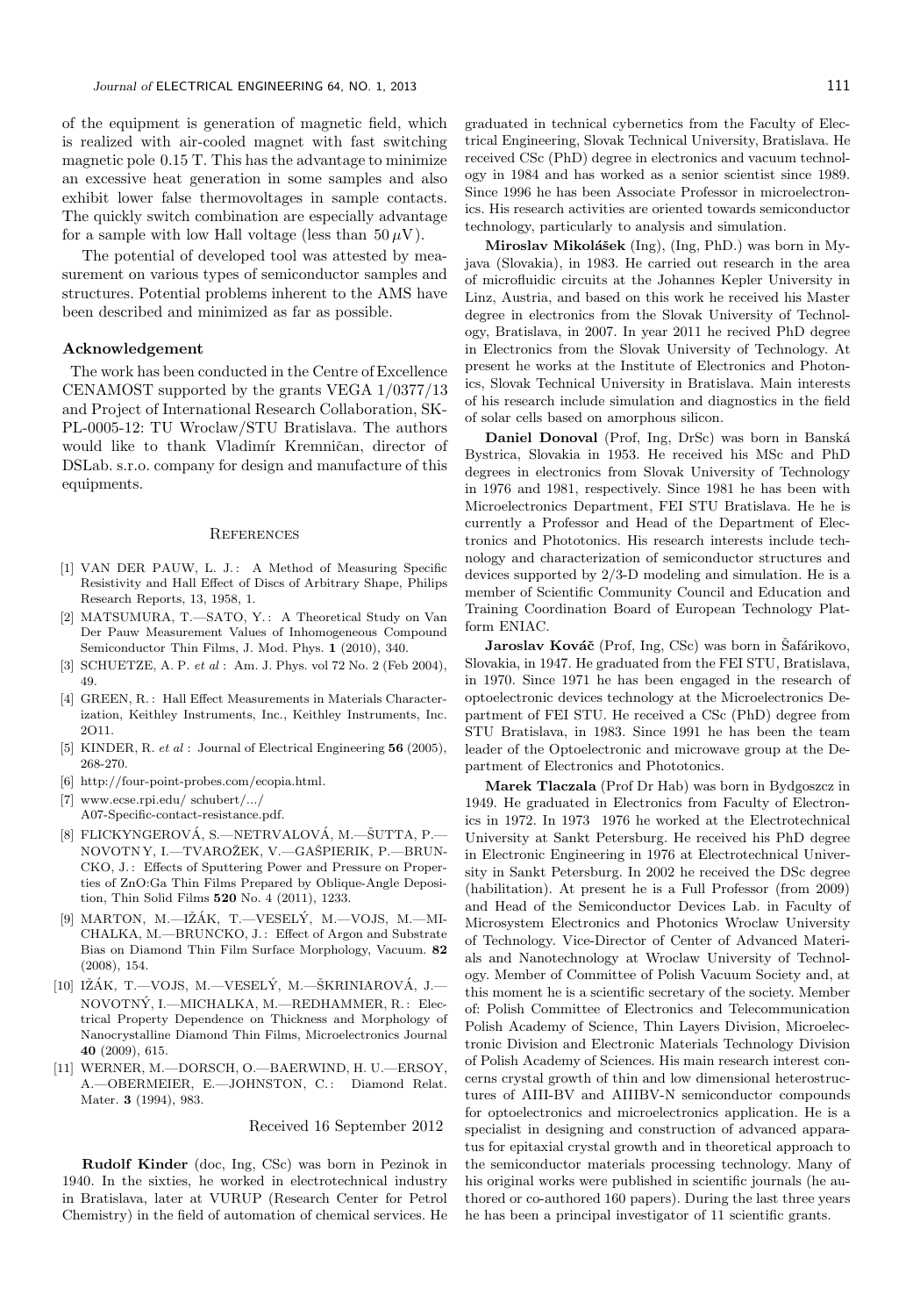of the equipment is generation of magnetic field, which is realized with air-cooled magnet with fast switching magnetic pole 0.15 T. This has the advantage to minimize an excessive heat generation in some samples and also exhibit lower false thermovoltages in sample contacts. The quickly switch combination are especially advantage for a sample with low Hall voltage (less than $50\,\mu$V).

The potential of developed tool was attested by measurement on various types of semiconductor samples and structures. Potential problems inherent to the AMS have been described and minimized as far as possible.

### Acknowledgement

The work has been conducted in the Centre of Excellence CENAMOST supported by the grants VEGA 1/0377/13 and Project of International Research Collaboration, SK-PL-0005-12: TU Wroclaw/STU Bratislava. The authors would like to thank Vladimír Kremničan, director of DSLab. s.r.o. company for design and manufacture of this equipments.

### References

[1] VAN DER PAUW, L. J.: A Method of Measuring Specific Resistivity and Hall Effect of Discs of Arbitrary Shape, Philips Research Reports, 13, 1958, 1.

[2] MATSUMURA, T.—SATO, Y.: A Theoretical Study on Van Der Pauw Measurement Values of Inhomogeneous Compound Semiconductor Thin Films, J. Mod. Phys. **1** (2010), 340.

[3] SCHUETZE, A. P. *et al*: Am. J. Phys. vol 72 No. 2 (Feb 2004), 49.

[4] GREEN, R.: Hall Effect Measurements in Materials Characterization, Keithley Instruments, Inc., Keithley Instruments, Inc. 2O11.

[5] KINDER, R. *et al*: Journal of Electrical Engineering **56** (2005), 268-270.

[6] http://four-point-probes.com/ecopia.html.

[7] www.ecse.rpi.edu/ schubert/.../ A07-Specific-contact-resistance.pdf.

[8] FLICKYNGEROVÁ, S.—NETRVALOVÁ, M.—ŠUTTA, P.—NOVOTNY, I.—TVAROŽEK, V.—GAŠPIERIK, P.—BRUNCKO, J.: Effects of Sputtering Power and Pressure on Properties of ZnO:Ga Thin Films Prepared by Oblique-Angle Deposition, Thin Solid Films **520** No. 4 (2011), 1233.

[9] MARTON, M.—IŽÁK, T.—VESELÝ, M.—VOJS, M.—MICHALKA, M.—BRUNCKO, J.: Effect of Argon and Substrate Bias on Diamond Thin Film Surface Morphology, Vacuum. **82** (2008), 154.

[10] IŽÁK, T.—VOJS, M.—VESELÝ, M.—ŠKRINIAROVÁ, J.—NOVOTNÝ, I.—MICHALKA, M.—REDHAMMER, R.: Electrical Property Dependence on Thickness and Morphology of Nanocrystalline Diamond Thin Films, Microelectronics Journal **40** (2009), 615.

[11] WERNER, M.—DORSCH, O.—BAERWIND, H. U.—ERSOY, A.—OBERMEIER, E.—JOHNSTON, C.: Diamond Relat. Mater. **3** (1994), 983.

Received 16 September 2012

**Rudolf Kinder** (doc, Ing, CSc) was born in Pezinok in 1940. In the sixties, he worked in electrotechnical industry in Bratislava, later at VURUP (Research Center for Petrol Chemistry) in the field of automation of chemical services. He graduated in technical cybernetics from the Faculty of Electrical Engineering, Slovak Technical University, Bratislava. He received CSc (PhD) degree in electronics and vacuum technology in 1984 and has worked as a senior scientist since 1989. Since 1996 he has been Associate Professor in microelectronics. His research activities are oriented towards semiconductor technology, particularly to analysis and simulation.

**Miroslav Mikolášek** (Ing), (Ing, PhD.) was born in Myjava (Slovakia), in 1983. He carried out research in the area of microfluidic circuits at the Johannes Kepler University in Linz, Austria, and based on this work he received his Master degree in electronics from the Slovak University of Technology, Bratislava, in 2007. In year 2011 he recived PhD degree in Electronics from the Slovak University of Technology. At present he works at the Institute of Electronics and Photonics, Slovak Technical University in Bratislava. Main interests of his research include simulation and diagnostics in the field of solar cells based on amorphous silicon.

**Daniel Donoval** (Prof, Ing, DrSc) was born in Banská Bystrica, Slovakia in 1953. He received his MSc and PhD degrees in electronics from Slovak University of Technology in 1976 and 1981, respectively. Since 1981 he has been with Microelectronics Department, FEI STU Bratislava. He he is currently a Professor and Head of the Department of Electronics and Phototonics. His research interests include technology and characterization of semiconductor structures and devices supported by 2/3-D modeling and simulation. He is a member of Scientific Community Council and Education and Training Coordination Board of European Technology Platform ENIAC.

**Jaroslav Kováč** (Prof, Ing, CSc) was born in Šafárikovo, Slovakia, in 1947. He graduated from the FEI STU, Bratislava, in 1970. Since 1971 he has been engaged in the research of optoelectronic devices technology at the Microelectronics Department of FEI STU. He received a CSc (PhD) degree from STU Bratislava, in 1983. Since 1991 he has been the team leader of the Optoelectronic and microwave group at the Department of Electronics and Phototonics.

**Marek Tlaczala** (Prof Dr Hab) was born in Bydgoszcz in 1949. He graduated in Electronics from Faculty of Electronics in 1972. In 1973 1976 he worked at the Electrotechnical University at Sankt Petersburg. He received his PhD degree in Electronic Engineering in 1976 at Electrotechnical University in Sankt Petersburg. In 2002 he received the DSc degree (habilitation). At present he is a Full Professor (from 2009) and Head of the Semiconductor Devices Lab. in Faculty of Microsystem Electronics and Photonics Wroclaw University of Technology. Vice-Director of Center of Advanced Materials and Nanotechnology at Wroclaw University of Technology. Member of Committee of Polish Vacuum Society and, at this moment he is a scientific secretary of the society. Member of: Polish Committee of Electronics and Telecommunication Polish Academy of Science, Thin Layers Division, Microelectronic Division and Electronic Materials Technology Division of Polish Academy of Sciences. His main research interest concerns crystal growth of thin and low dimensional heterostructures of AIII-BV and AIIIBV-N semiconductor compounds for optoelectronics and microelectronics application. He is a specialist in designing and construction of advanced apparatus for epitaxial crystal growth and in theoretical approach to the semiconductor materials processing technology. Many of his original works were published in scientific journals (he authored or co-authored 160 papers). During the last three years he has been a principal investigator of 11 scientific grants.